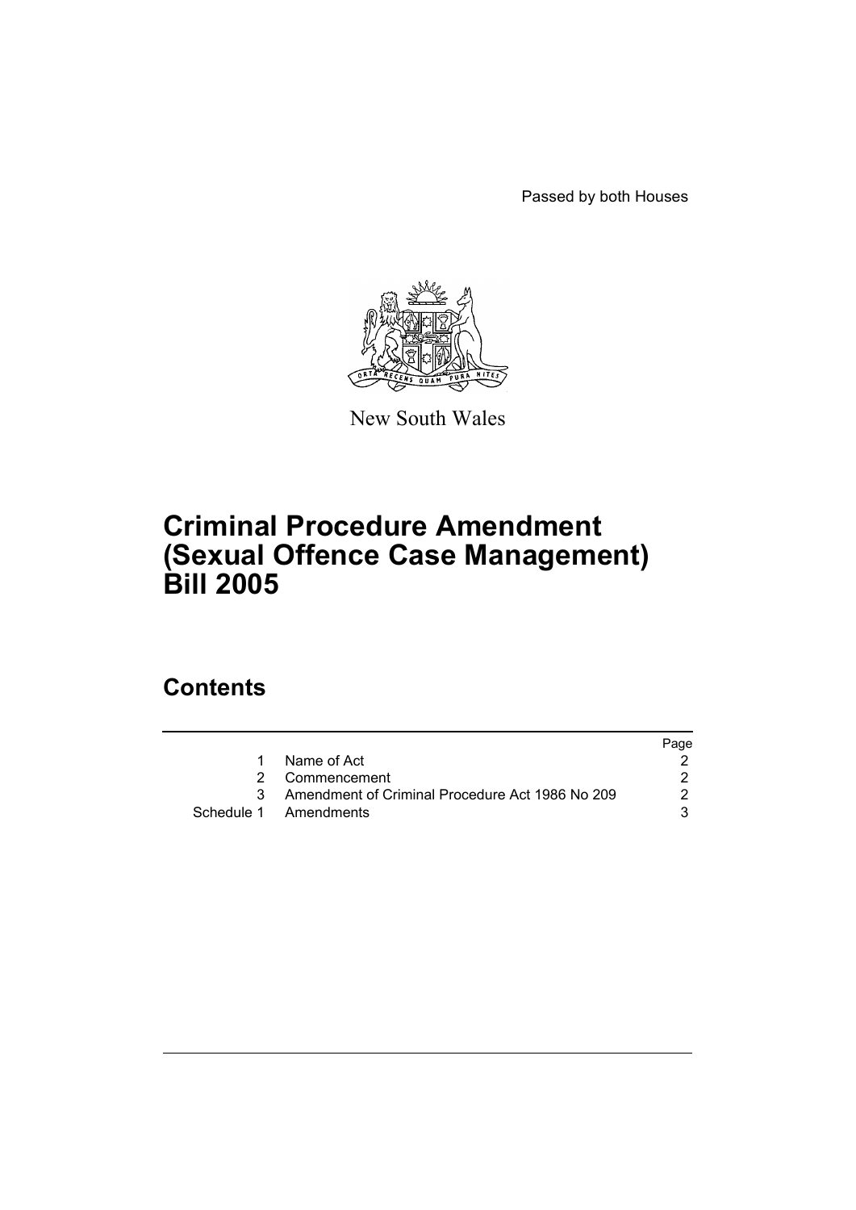Passed by both Houses

New South Wales

# Criminal Procedure Amendment (Sexual Offence Case Management) Bill 2005

## Contents

| | | Page |
|---|---|---|
| 1 | Name of Act | 2 |
| 2 | Commencement | 2 |
| 3 | Amendment of Criminal Procedure Act 1986 No 209 | 2 |
| Schedule 1 | Amendments | 3 |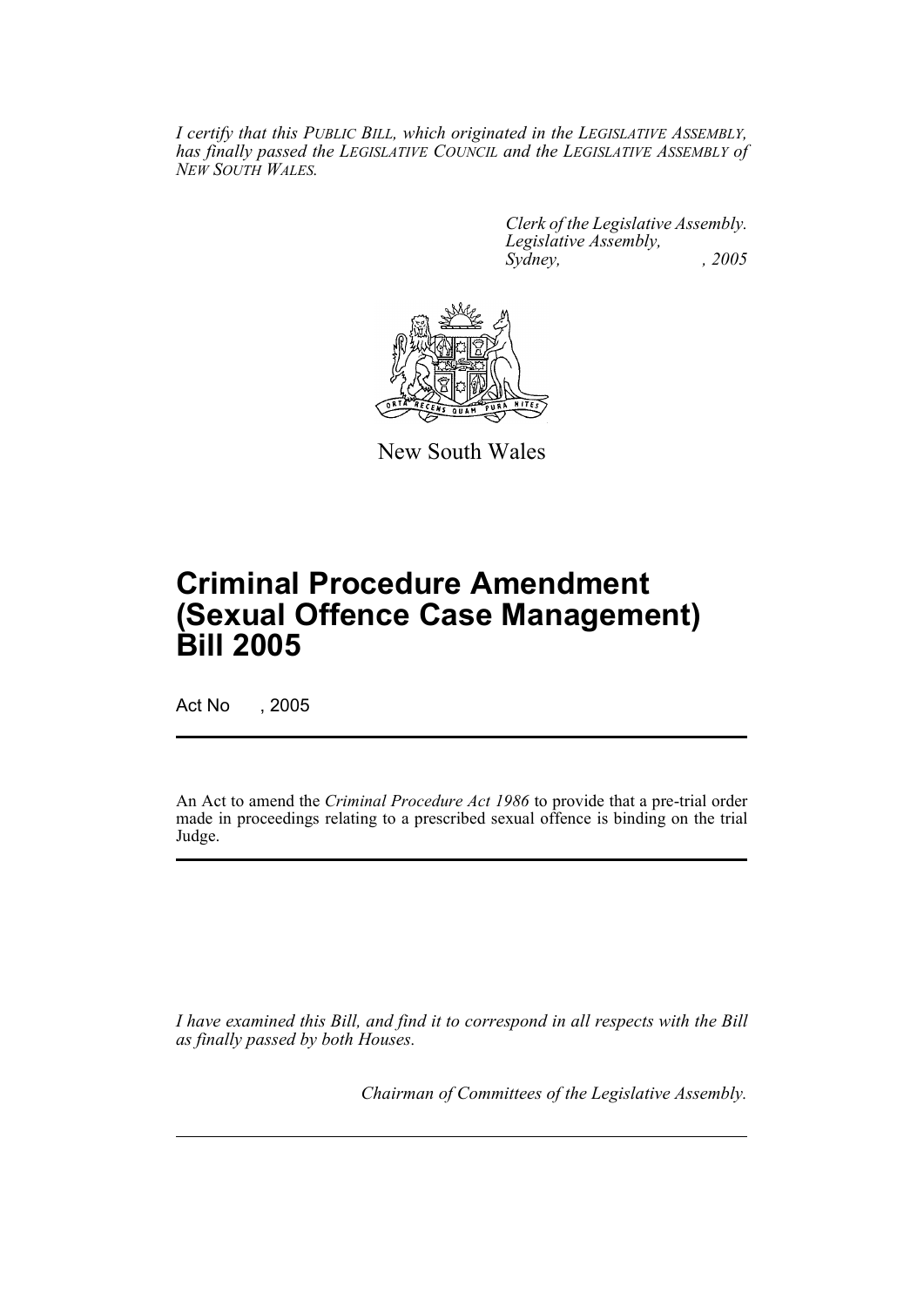*I certify that this PUBLIC BILL, which originated in the LEGISLATIVE ASSEMBLY, has finally passed the LEGISLATIVE COUNCIL and the LEGISLATIVE ASSEMBLY of NEW SOUTH WALES.*

*Clerk of the Legislative Assembly.*
*Legislative Assembly,*
*Sydney, , 2005*

New South Wales

# Criminal Procedure Amendment (Sexual Offence Case Management) Bill 2005

Act No , 2005

An Act to amend the *Criminal Procedure Act 1986* to provide that a pre-trial order made in proceedings relating to a prescribed sexual offence is binding on the trial Judge.

*I have examined this Bill, and find it to correspond in all respects with the Bill as finally passed by both Houses.*

*Chairman of Committees of the Legislative Assembly.*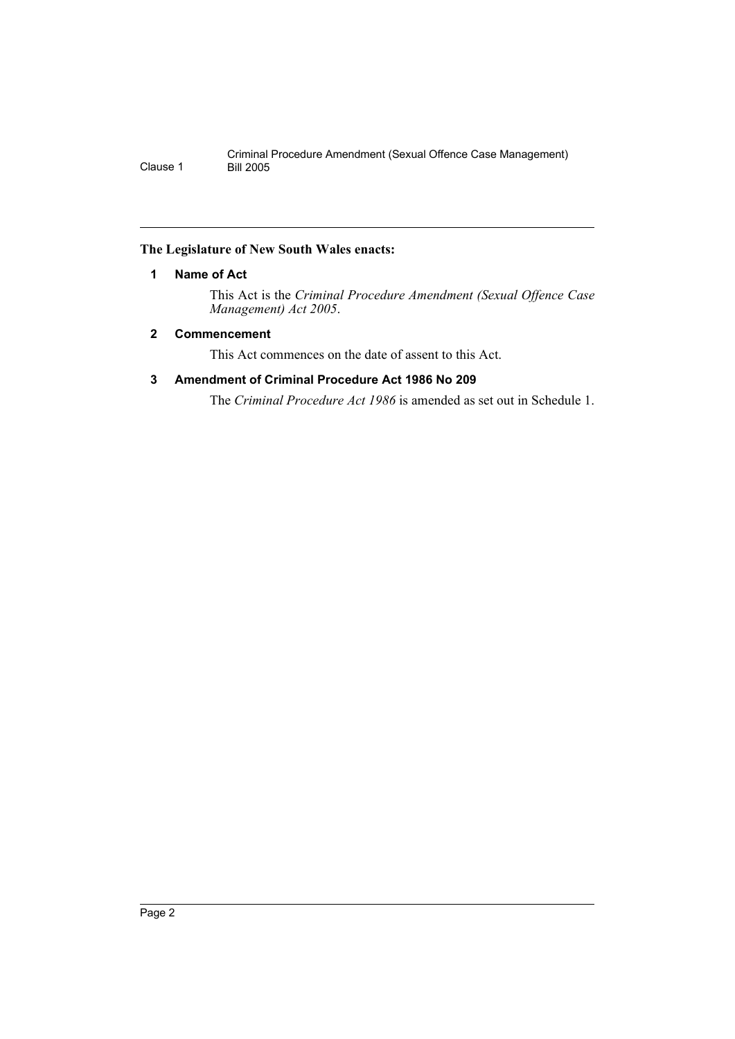**The Legislature of New South Wales enacts:**

### 1 Name of Act

This Act is the *Criminal Procedure Amendment (Sexual Offence Case Management) Act 2005*.

### 2 Commencement

This Act commences on the date of assent to this Act.

### 3 Amendment of Criminal Procedure Act 1986 No 209

The *Criminal Procedure Act 1986* is amended as set out in Schedule 1.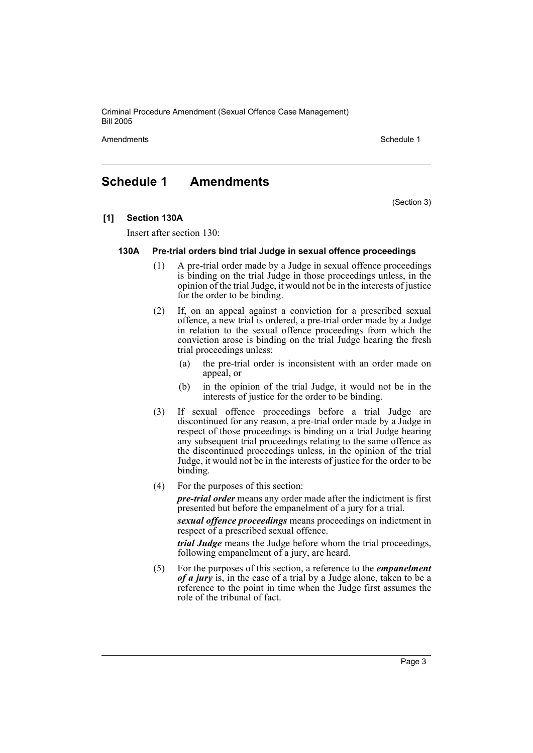# Schedule 1 Amendments

(Section 3)

**[1] Section 130A**

Insert after section 130:

**130A Pre-trial orders bind trial Judge in sexual offence proceedings**

(1) A pre-trial order made by a Judge in sexual offence proceedings is binding on the trial Judge in those proceedings unless, in the opinion of the trial Judge, it would not be in the interests of justice for the order to be binding.

(2) If, on an appeal against a conviction for a prescribed sexual offence, a new trial is ordered, a pre-trial order made by a Judge in relation to the sexual offence proceedings from which the conviction arose is binding on the trial Judge hearing the fresh trial proceedings unless:

- (a) the pre-trial order is inconsistent with an order made on appeal, or
- (b) in the opinion of the trial Judge, it would not be in the interests of justice for the order to be binding.

(3) If sexual offence proceedings before a trial Judge are discontinued for any reason, a pre-trial order made by a Judge in respect of those proceedings is binding on a trial Judge hearing any subsequent trial proceedings relating to the same offence as the discontinued proceedings unless, in the opinion of the trial Judge, it would not be in the interests of justice for the order to be binding.

(4) For the purposes of this section:

***pre-trial order*** means any order made after the indictment is first presented but before the empanelment of a jury for a trial.

***sexual offence proceedings*** means proceedings on indictment in respect of a prescribed sexual offence.

***trial Judge*** means the Judge before whom the trial proceedings, following empanelment of a jury, are heard.

(5) For the purposes of this section, a reference to the ***empanelment of a jury*** is, in the case of a trial by a Judge alone, taken to be a reference to the point in time when the Judge first assumes the role of the tribunal of fact.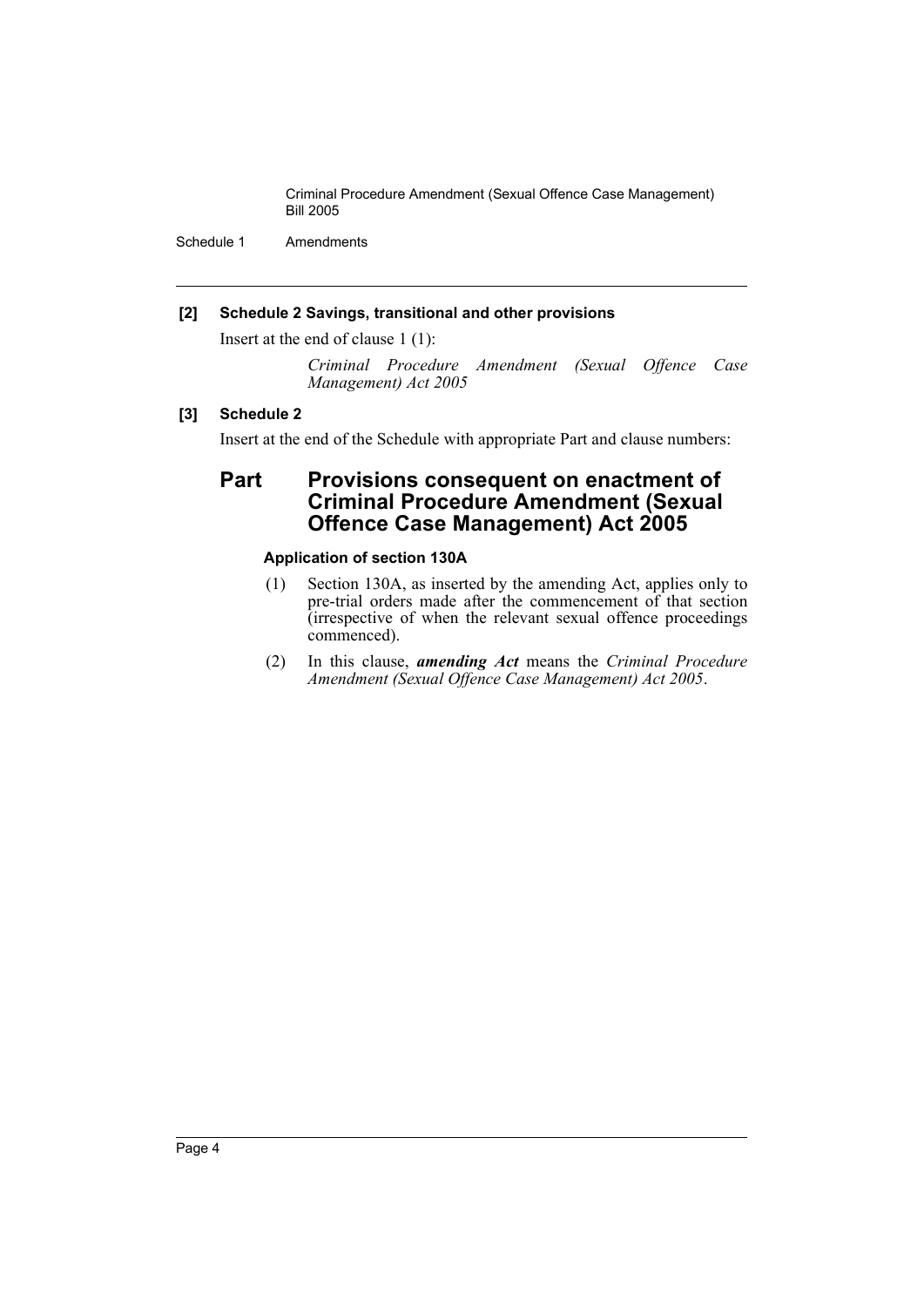**[2] Schedule 2 Savings, transitional and other provisions**

Insert at the end of clause 1 (1):

*Criminal Procedure Amendment (Sexual Offence Case Management) Act 2005*

**[3] Schedule 2**

Insert at the end of the Schedule with appropriate Part and clause numbers:

## Part Provisions consequent on enactment of Criminal Procedure Amendment (Sexual Offence Case Management) Act 2005

#### Application of section 130A

(1) Section 130A, as inserted by the amending Act, applies only to pre-trial orders made after the commencement of that section (irrespective of when the relevant sexual offence proceedings commenced).

(2) In this clause, ***amending Act*** means the *Criminal Procedure Amendment (Sexual Offence Case Management) Act 2005*.